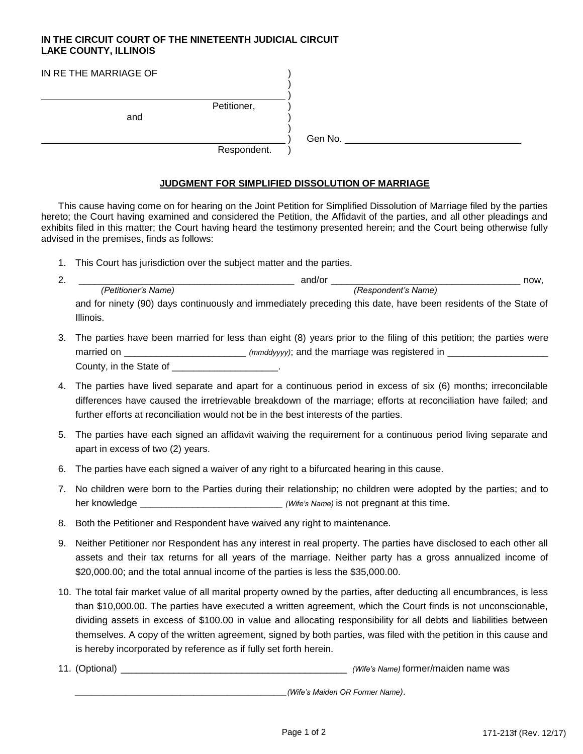**IN THE CIRCUIT COURT OF THE NINETEENTH JUDICIAL CIRCUIT**
**LAKE COUNTY, ILLINOIS**

IN RE THE MARRIAGE OF )
)
\_\_\_\_\_\_\_\_\_\_\_\_\_\_\_\_\_\_\_\_\_\_\_\_\_\_\_\_\_\_\_\_\_\_\_\_\_\_\_\_ )
Petitioner, )
and )
)
\_\_\_\_\_\_\_\_\_\_\_\_\_\_\_\_\_\_\_\_\_\_\_\_\_\_\_\_\_\_\_\_\_\_\_\_\_\_\_\_ ) Gen No. \_\_\_\_\_\_\_\_\_\_\_\_\_\_\_\_\_\_\_\_\_\_\_\_\_\_\_\_\_\_
Respondent. )

## JUDGMENT FOR SIMPLIFIED DISSOLUTION OF MARRIAGE

This cause having come on for hearing on the Joint Petition for Simplified Dissolution of Marriage filed by the parties hereto; the Court having examined and considered the Petition, the Affidavit of the parties, and all other pleadings and exhibits filed in this matter; the Court having heard the testimony presented herein; and the Court being otherwise fully advised in the premises, finds as follows:

1. This Court has jurisdiction over the subject matter and the parties.
2. \_\_\_\_\_\_\_\_\_\_\_\_\_\_\_\_\_\_\_\_\_\_\_\_\_\_\_\_\_\_\_\_\_\_\_\_\_\_\_\_ *(Petitioner's Name)* and/or \_\_\_\_\_\_\_\_\_\_\_\_\_\_\_\_\_\_\_\_\_\_\_\_\_\_\_\_\_\_\_\_\_\_\_\_ *(Respondent's Name)* now, and for ninety (90) days continuously and immediately preceding this date, have been residents of the State of Illinois.
3. The parties have been married for less than eight (8) years prior to the filing of this petition; the parties were married on \_\_\_\_\_\_\_\_\_\_\_\_\_\_\_\_\_\_\_\_\_\_ *(mmddyyyy)*; and the marriage was registered in \_\_\_\_\_\_\_\_\_\_\_\_\_\_\_\_\_\_\_ County, in the State of \_\_\_\_\_\_\_\_\_\_\_\_\_\_\_\_\_\_\_\_.
4. The parties have lived separate and apart for a continuous period in excess of six (6) months; irreconcilable differences have caused the irretrievable breakdown of the marriage; efforts at reconciliation have failed; and further efforts at reconciliation would not be in the best interests of the parties.
5. The parties have each signed an affidavit waiving the requirement for a continuous period living separate and apart in excess of two (2) years.
6. The parties have each signed a waiver of any right to a bifurcated hearing in this cause.
7. No children were born to the Parties during their relationship; no children were adopted by the parties; and to her knowledge \_\_\_\_\_\_\_\_\_\_\_\_\_\_\_\_\_\_\_\_\_\_\_\_\_\_\_ *(Wife's Name)* is not pregnant at this time.
8. Both the Petitioner and Respondent have waived any right to maintenance.
9. Neither Petitioner nor Respondent has any interest in real property. The parties have disclosed to each other all assets and their tax returns for all years of the marriage. Neither party has a gross annualized income of $20,000.00; and the total annual income of the parties is less the $35,000.00.
10. The total fair market value of all marital property owned by the parties, after deducting all encumbrances, is less than $10,000.00. The parties have executed a written agreement, which the Court finds is not unconscionable, dividing assets in excess of $100.00 in value and allocating responsibility for all debts and liabilities between themselves. A copy of the written agreement, signed by both parties, was filed with the petition in this cause and is hereby incorporated by reference as if fully set forth herein.
11. (Optional) \_\_\_\_\_\_\_\_\_\_\_\_\_\_\_\_\_\_\_\_\_\_\_\_\_\_\_\_\_\_\_\_\_\_\_\_\_\_\_\_\_\_ *(Wife's Name)* former/maiden name was \_\_\_\_\_\_\_\_\_\_\_\_\_\_\_\_\_\_\_\_\_\_\_\_\_\_\_\_\_\_\_\_\_\_\_\_\_\_\_\_\_\_\_\_ *(Wife's Maiden OR Former Name)*.

171-213f (Rev. 12/17)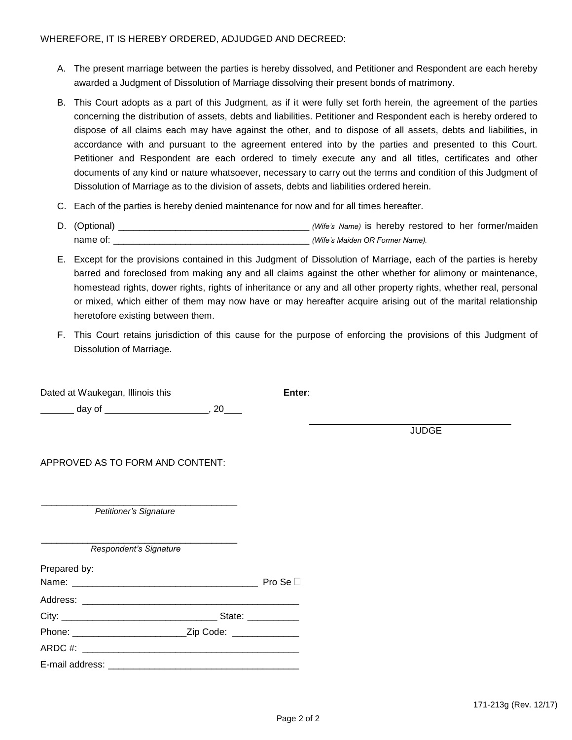WHEREFORE, IT IS HEREBY ORDERED, ADJUDGED AND DECREED:

A. The present marriage between the parties is hereby dissolved, and Petitioner and Respondent are each hereby awarded a Judgment of Dissolution of Marriage dissolving their present bonds of matrimony.

B. This Court adopts as a part of this Judgment, as if it were fully set forth herein, the agreement of the parties concerning the distribution of assets, debts and liabilities. Petitioner and Respondent each is hereby ordered to dispose of all claims each may have against the other, and to dispose of all assets, debts and liabilities, in accordance with and pursuant to the agreement entered into by the parties and presented to this Court. Petitioner and Respondent are each ordered to timely execute any and all titles, certificates and other documents of any kind or nature whatsoever, necessary to carry out the terms and condition of this Judgment of Dissolution of Marriage as to the division of assets, debts and liabilities ordered herein.

C. Each of the parties is hereby denied maintenance for now and for all times hereafter.

D. (Optional) ______________________________________ *(Wife's Name)* is hereby restored to her former/maiden name of: ______________________________________ *(Wife's Maiden OR Former Name).*

E. Except for the provisions contained in this Judgment of Dissolution of Marriage, each of the parties is hereby barred and foreclosed from making any and all claims against the other whether for alimony or maintenance, homestead rights, dower rights, rights of inheritance or any and all other property rights, whether real, personal or mixed, which either of them may now have or may hereafter acquire arising out of the marital relationship heretofore existing between them.

F. This Court retains jurisdiction of this cause for the purpose of enforcing the provisions of this Judgment of Dissolution of Marriage.

Dated at Waukegan, Illinois this
_______ day of ____________________, 20___

**Enter**:

______________________________________
JUDGE

APPROVED AS TO FORM AND CONTENT:

______________________________________
*Petitioner's Signature*

______________________________________
*Respondent's Signature*

Prepared by:
Name: ___________________________________ Pro Se ☐
Address: ________________________________________
City: ______________________________ State: __________
Phone: ______________________Zip Code: _____________
ARDC #: ________________________________________
E-mail address: ____________________________________

171-213g (Rev. 12/17)